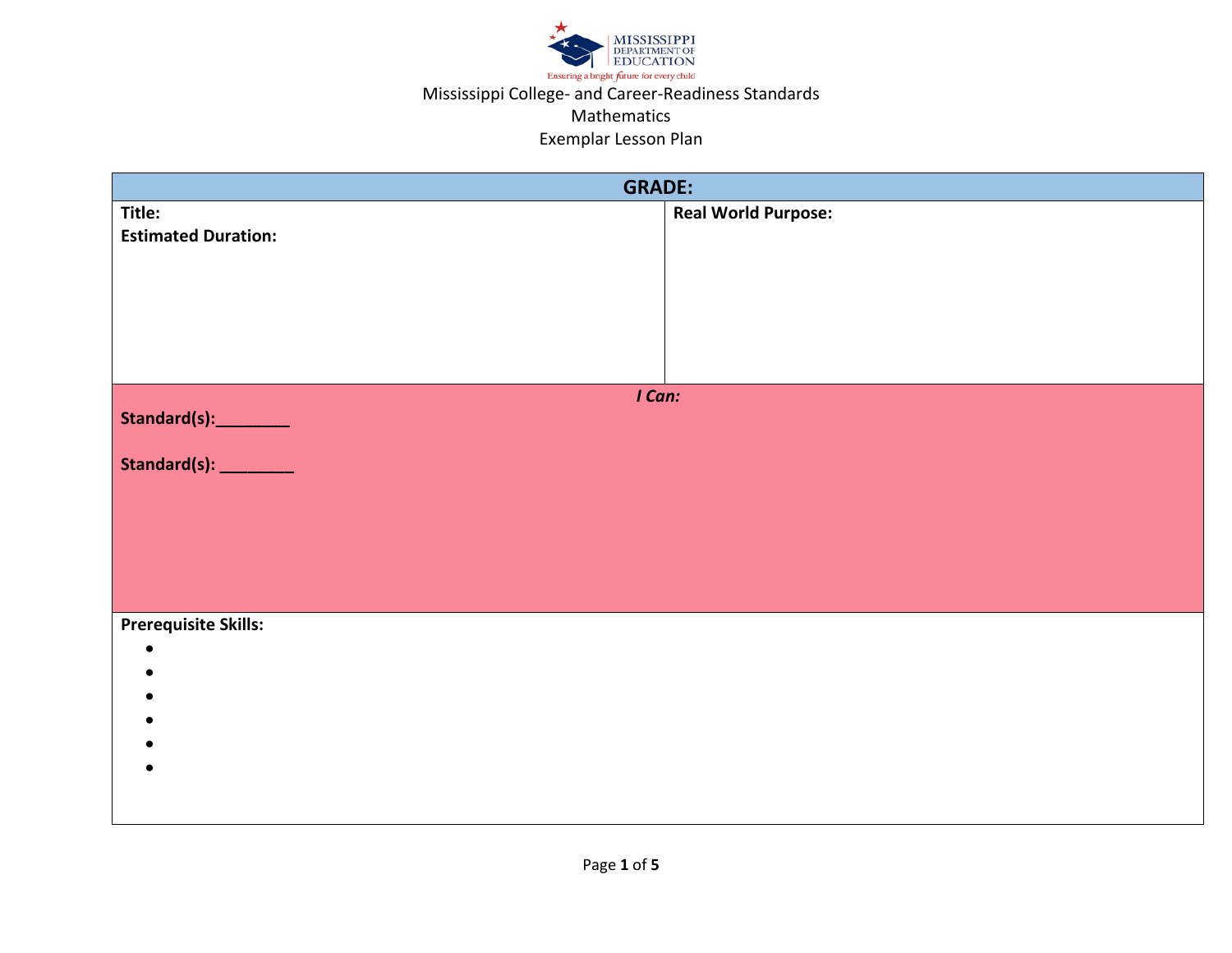Mississippi College- and Career-Readiness Standards

Mathematics

Exemplar Lesson Plan

| **GRADE:** | |
|---|---|
| **Title:**<br>**Estimated Duration:** | **Real World Purpose:** |
| ***I Can:***<br>**Standard(s):________**<br><br>**Standard(s): ________** | |
| **Prerequisite Skills:**<br>•<br>•<br>•<br>•<br>•<br>• | |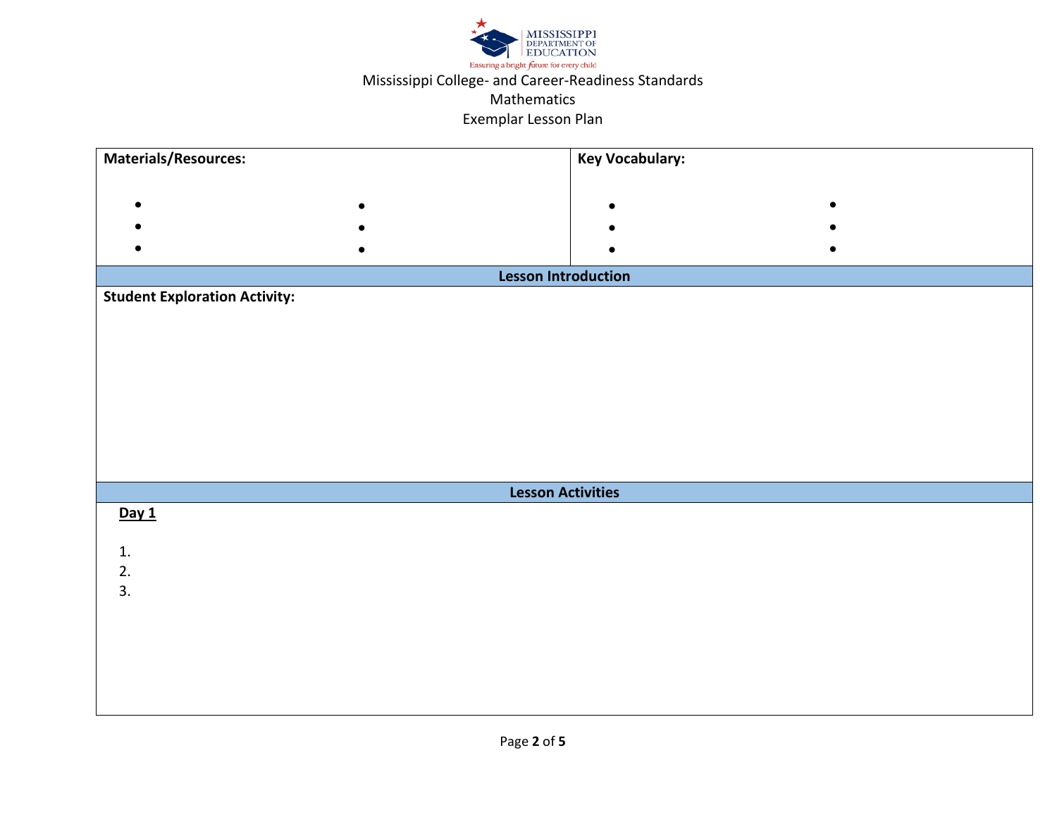Mississippi College- and Career-Readiness Standards
Mathematics
Exemplar Lesson Plan

| **Materials/Resources:** | **Key Vocabulary:** |
|---|---|
| • <br> • <br> • | • <br> • <br> • |
| • <br> • <br> • | • <br> • <br> • |

## Lesson Introduction

**Student Exploration Activity:**

## Lesson Activities

**Day 1**

1.
2.
3.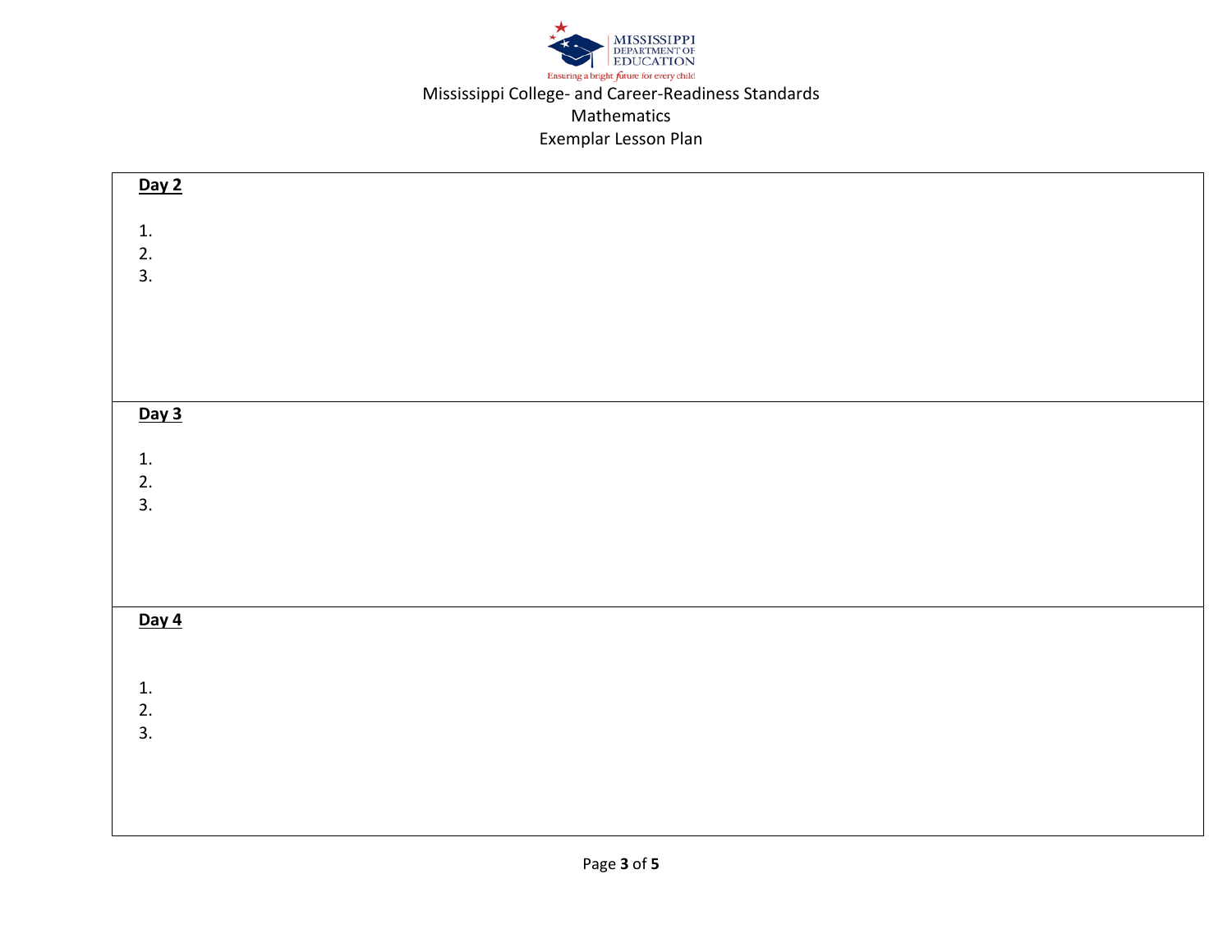**Day 2**

1.
2.
3.

**Day 3**

1.
2.
3.

**Day 4**

1.
2.
3.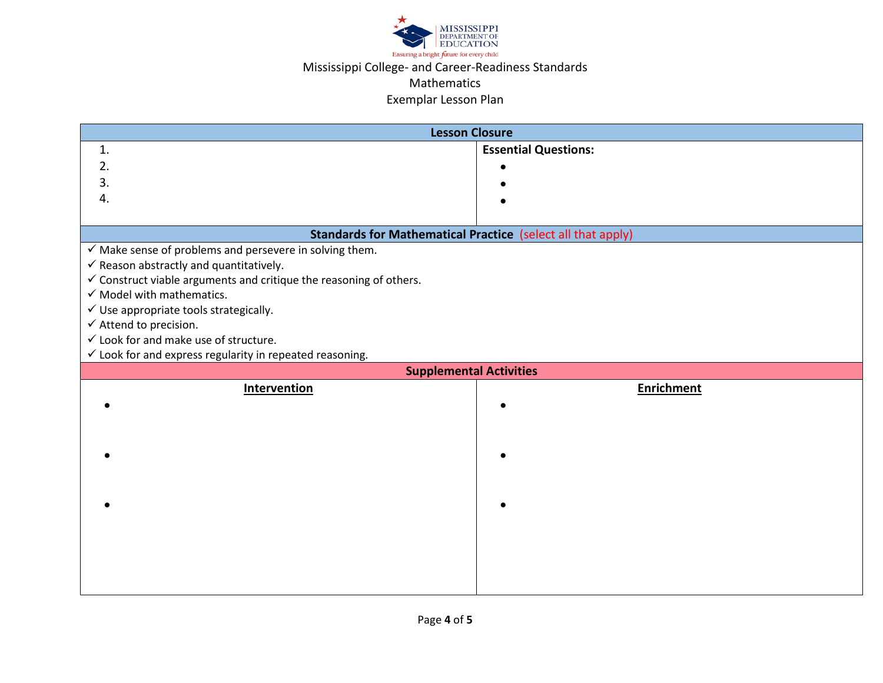Mississippi College- and Career-Readiness Standards
Mathematics
Exemplar Lesson Plan

## Lesson Closure

1.
2.
3.
4.

**Essential Questions:**

-
-
-

## Standards for Mathematical Practice (select all that apply)

- ✓ Make sense of problems and persevere in solving them.
- ✓ Reason abstractly and quantitatively.
- ✓ Construct viable arguments and critique the reasoning of others.
- ✓ Model with mathematics.
- ✓ Use appropriate tools strategically.
- ✓ Attend to precision.
- ✓ Look for and make use of structure.
- ✓ Look for and express regularity in repeated reasoning.

## Supplemental Activities

| **Intervention** | **Enrichment** |
|---|---|
| • | • |
| • | • |
| • | • |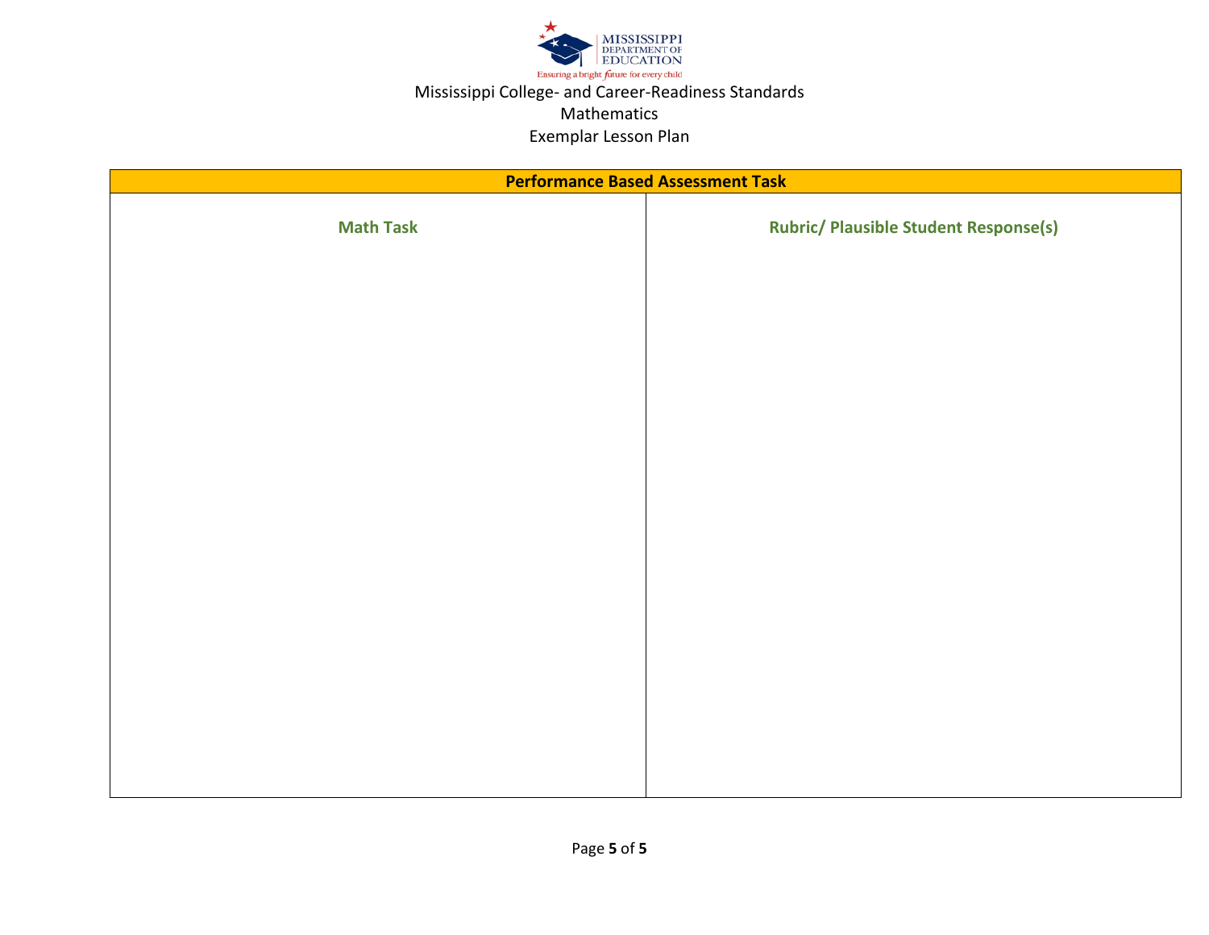Mississippi College- and Career-Readiness Standards
Mathematics
Exemplar Lesson Plan

| Performance Based Assessment Task | |
|---|---|
| **Math Task** | **Rubric/ Plausible Student Response(s)** |
| | |